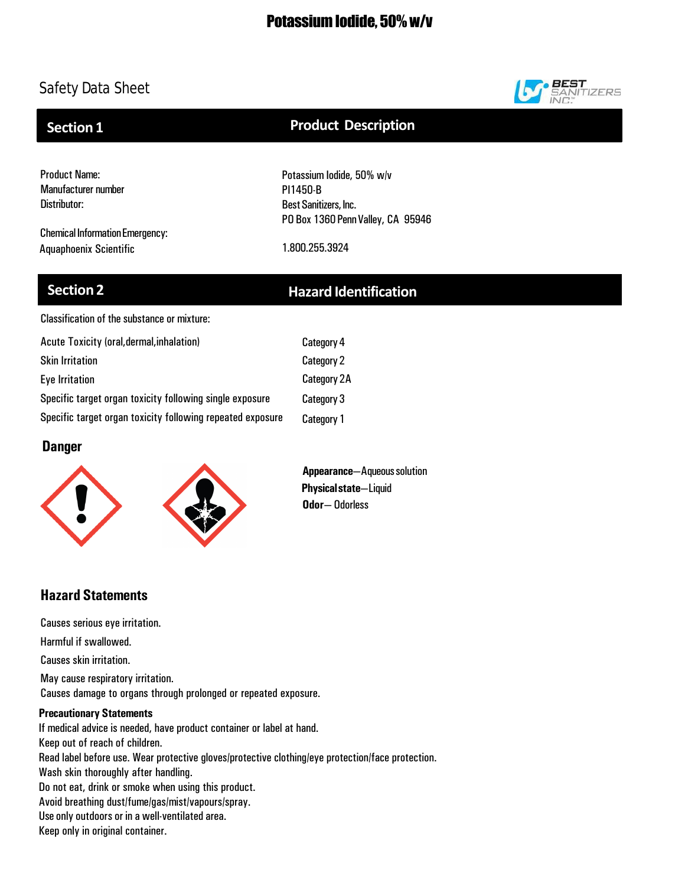# Potassium Iodide, 50% w/v

Safety Data Sheet

## Section 1 Product Description

| | |
|---|---|
| Product Name: | Potassium Iodide, 50% w/v |
| Manufacturer number | PI1450-B |
| Distributor: | Best Sanitizers, Inc. |
| | PO Box 1360 Penn Valley, CA 95946 |
| Chemical Information Emergency: | |
| Aquaphoenix Scientific | 1.800.255.3924 |

## Section 2 Hazard Identification

Classification of the substance or mixture:

| | |
|---|---|
| Acute Toxicity (oral,dermal,inhalation) | Category 4 |
| Skin Irritation | Category 2 |
| Eye Irritation | Category 2A |
| Specific target organ toxicity following single exposure | Category 3 |
| Specific target organ toxicity following repeated exposure | Category 1 |

### Danger

**Appearance**—Aqueous solution
**Physical state**—Liquid
**Odor**— Odorless

### Hazard Statements

Causes serious eye irritation.
Harmful if swallowed.
Causes skin irritation.
May cause respiratory irritation.
Causes damage to organs through prolonged or repeated exposure.

**Precautionary Statements**

If medical advice is needed, have product container or label at hand.
Keep out of reach of children.
Read label before use. Wear protective gloves/protective clothing/eye protection/face protection.
Wash skin thoroughly after handling.
Do not eat, drink or smoke when using this product.
Avoid breathing dust/fume/gas/mist/vapours/spray.
Use only outdoors or in a well-ventilated area.
Keep only in original container.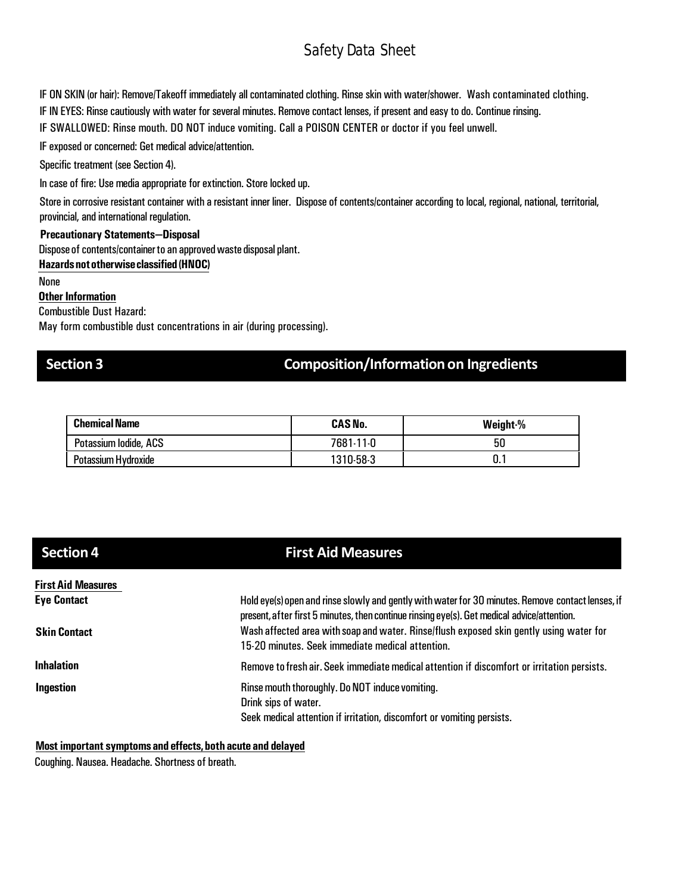IF ON SKIN (or hair): Remove/Takeoff immediately all contaminated clothing. Rinse skin with water/shower. Wash contaminated clothing.

IF IN EYES: Rinse cautiously with water for several minutes. Remove contact lenses, if present and easy to do. Continue rinsing.

IF SWALLOWED: Rinse mouth. DO NOT induce vomiting. Call a POISON CENTER or doctor if you feel unwell.

IF exposed or concerned: Get medical advice/attention.

Specific treatment (see Section 4).

In case of fire: Use media appropriate for extinction. Store locked up.

Store in corrosive resistant container with a resistant inner liner. Dispose of contents/container according to local, regional, national, territorial, provincial, and international regulation.

**Precautionary Statements—Disposal**

Dispose of contents/container to an approved waste disposal plant.

**Hazards not otherwise classified (HNOC)**

None

**Other Information**

Combustible Dust Hazard:

May form combustible dust concentrations in air (during processing).

## Section 3 Composition/Information on Ingredients

| Chemical Name | CAS No. | Weight-% |
|---|---|---|
| Potassium Iodide, ACS | 7681-11-0 | 50 |
| Potassium Hydroxide | 1310-58-3 | 0.1 |

## Section 4 First Aid Measures

**First Aid Measures**

**Eye Contact**
Hold eye(s) open and rinse slowly and gently with water for 30 minutes. Remove contact lenses, if present, after first 5 minutes, then continue rinsing eye(s). Get medical advice/attention.

**Skin Contact**
Wash affected area with soap and water. Rinse/flush exposed skin gently using water for 15-20 minutes. Seek immediate medical attention.

**Inhalation**
Remove to fresh air. Seek immediate medical attention if discomfort or irritation persists.

**Ingestion**
Rinse mouth thoroughly. Do NOT induce vomiting.
Drink sips of water.
Seek medical attention if irritation, discomfort or vomiting persists.

**Most important symptoms and effects, both acute and delayed**

Coughing. Nausea. Headache. Shortness of breath.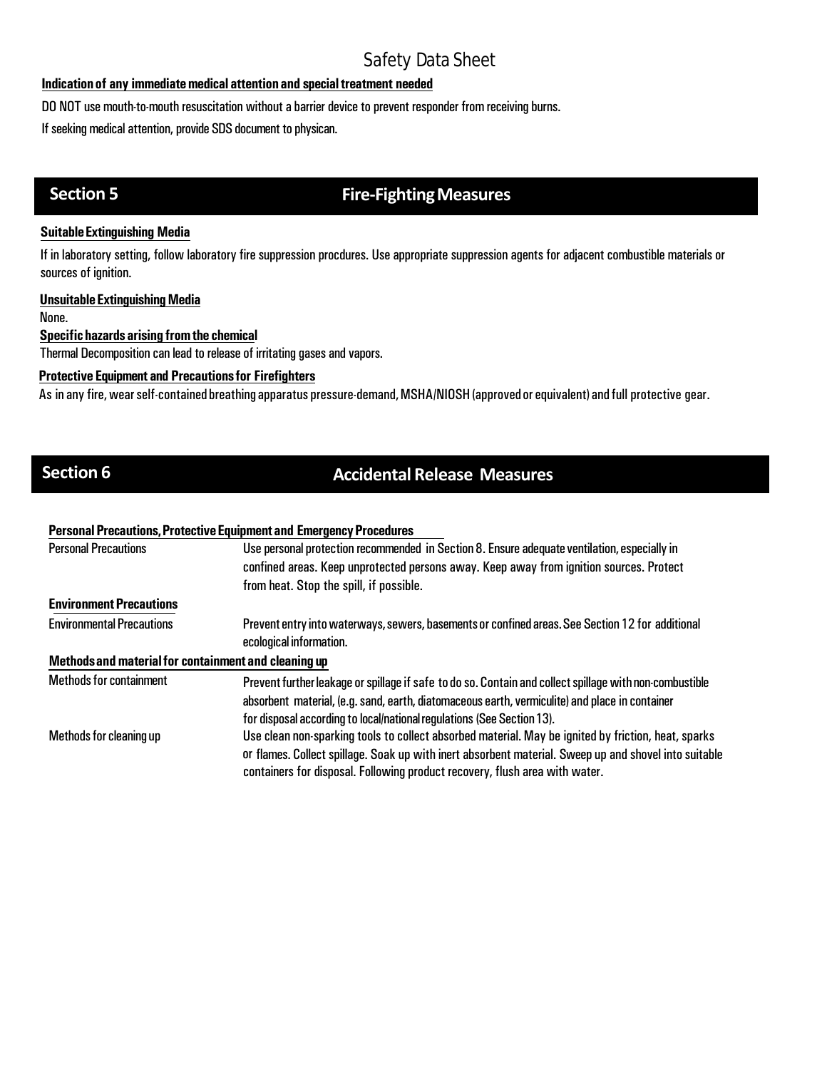**Indication of any immediate medical attention and special treatment needed**

DO NOT use mouth-to-mouth resuscitation without a barrier device to prevent responder from receiving burns.

If seeking medical attention, provide SDS document to physican.

## Section 5 Fire-Fighting Measures

**Suitable Extinguishing Media**

If in laboratory setting, follow laboratory fire suppression procdures. Use appropriate suppression agents for adjacent combustible materials or sources of ignition.

**Unsuitable Extinguishing Media**

None.

**Specific hazards arising from the chemical**

Thermal Decomposition can lead to release of irritating gases and vapors.

**Protective Equipment and Precautions for Firefighters**

As in any fire, wear self-contained breathing apparatus pressure-demand, MSHA/NIOSH (approved or equivalent) and full protective gear.

## Section 6 Accidental Release Measures

**Personal Precautions, Protective Equipment and Emergency Procedures**

| | |
|---|---|
| Personal Precautions | Use personal protection recommended in Section 8. Ensure adequate ventilation, especially in confined areas. Keep unprotected persons away. Keep away from ignition sources. Protect from heat. Stop the spill, if possible. |
| **Environment Precautions** | |
| Environmental Precautions | Prevent entry into waterways, sewers, basements or confined areas. See Section 12 for additional ecological information. |
| **Methods and material for containment and cleaning up** | |
| Methods for containment | Prevent further leakage or spillage if safe to do so. Contain and collect spillage with non-combustible absorbent material, (e.g. sand, earth, diatomaceous earth, vermiculite) and place in container for disposal according to local/national regulations (See Section 13). |
| Methods for cleaning up | Use clean non-sparking tools to collect absorbed material. May be ignited by friction, heat, sparks or flames. Collect spillage. Soak up with inert absorbent material. Sweep up and shovel into suitable containers for disposal. Following product recovery, flush area with water. |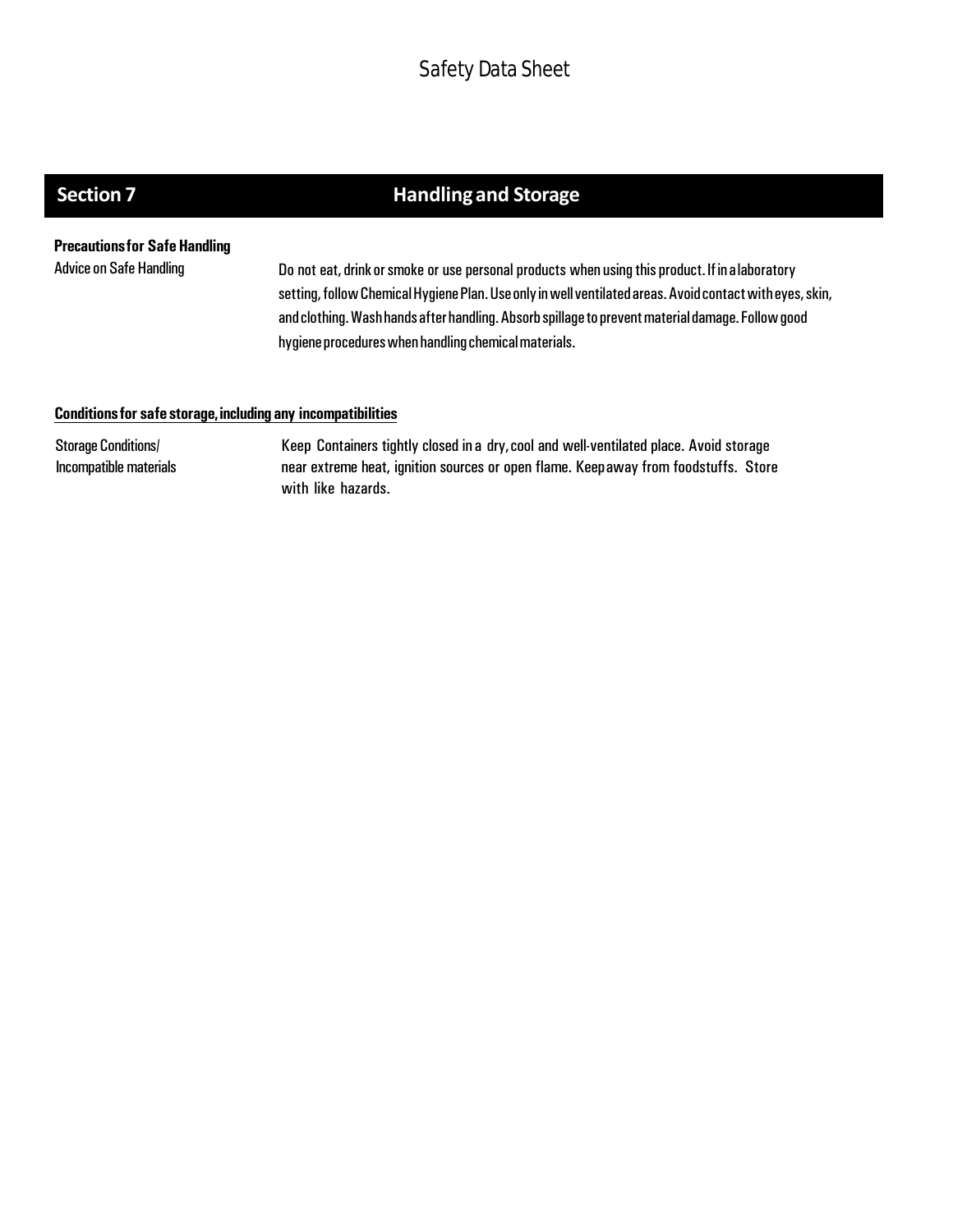## Section 7 Handling and Storage

**Precautions for Safe Handling**

| | |
|---|---|
| Advice on Safe Handling | Do not eat, drink or smoke or use personal products when using this product. If in a laboratory setting, follow Chemical Hygiene Plan. Use only in well ventilated areas. Avoid contact with eyes, skin, and clothing. Wash hands after handling. Absorb spillage to prevent material damage. Follow good hygiene procedures when handling chemical materials. |

**Conditions for safe storage, including any incompatibilities**

| | |
|---|---|
| Storage Conditions/ Incompatible materials | Keep Containers tightly closed in a dry, cool and well-ventilated place. Avoid storage near extreme heat, ignition sources or open flame. Keep away from foodstuffs. Store with like hazards. |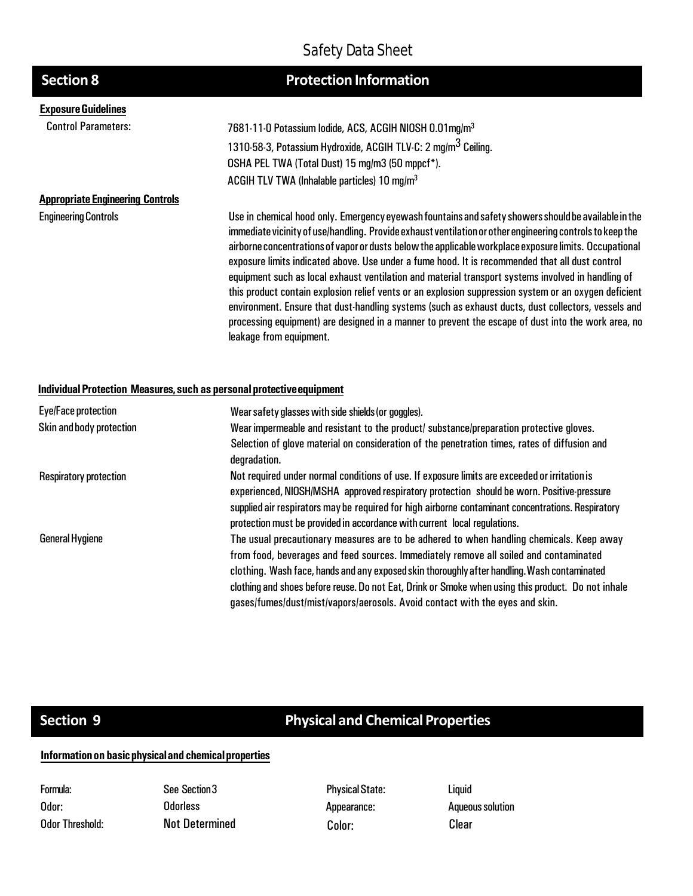## Section 8 — Protection Information

**Exposure Guidelines**

| | |
|---|---|
| Control Parameters: | 7681-11-0 Potassium Iodide, ACS, ACGIH NIOSH 0.01mg/m$^3$ <br> 1310-58-3, Potassium Hydroxide, ACGIH TLV-C: 2 mg/m$^3$ Ceiling. <br> OSHA PEL TWA (Total Dust) 15 mg/m3 (50 mppcf*). <br> ACGIH TLV TWA (Inhalable particles) 10 mg/m$^3$ |

**Appropriate Engineering Controls**

| | |
|---|---|
| Engineering Controls | Use in chemical hood only. Emergency eyewash fountains and safety showers should be available in the immediate vicinity of use/handling. Provide exhaust ventilation or other engineering controls to keep the airborne concentrations of vapor or dusts below the applicable workplace exposure limits. Occupational exposure limits indicated above. Use under a fume hood. It is recommended that all dust control equipment such as local exhaust ventilation and material transport systems involved in handling of this product contain explosion relief vents or an explosion suppression system or an oxygen deficient environment. Ensure that dust-handling systems (such as exhaust ducts, dust collectors, vessels and processing equipment) are designed in a manner to prevent the escape of dust into the work area, no leakage from equipment. |

**Individual Protection Measures, such as personal protective equipment**

| | |
|---|---|
| Eye/Face protection | Wear safety glasses with side shields (or goggles). |
| Skin and body protection | Wear impermeable and resistant to the product/ substance/preparation protective gloves. Selection of glove material on consideration of the penetration times, rates of diffusion and degradation. |
| Respiratory protection | Not required under normal conditions of use. If exposure limits are exceeded or irritation is experienced, NIOSH/MSHA approved respiratory protection should be worn. Positive-pressure supplied air respirators may be required for high airborne contaminant concentrations. Respiratory protection must be provided in accordance with current local regulations. |
| General Hygiene | The usual precautionary measures are to be adhered to when handling chemicals. Keep away from food, beverages and feed sources. Immediately remove all soiled and contaminated clothing. Wash face, hands and any exposed skin thoroughly after handling. Wash contaminated clothing and shoes before reuse. Do not Eat, Drink or Smoke when using this product. Do not inhale gases/fumes/dust/mist/vapors/aerosols. Avoid contact with the eyes and skin. |

## Section 9 — Physical and Chemical Properties

**Information on basic physical and chemical properties**

| | | | |
|---|---|---|---|
| Formula: | See Section 3 | Physical State: | Liquid |
| Odor: | Odorless | Appearance: | Aqueous solution |
| Odor Threshold: | Not Determined | Color: | Clear |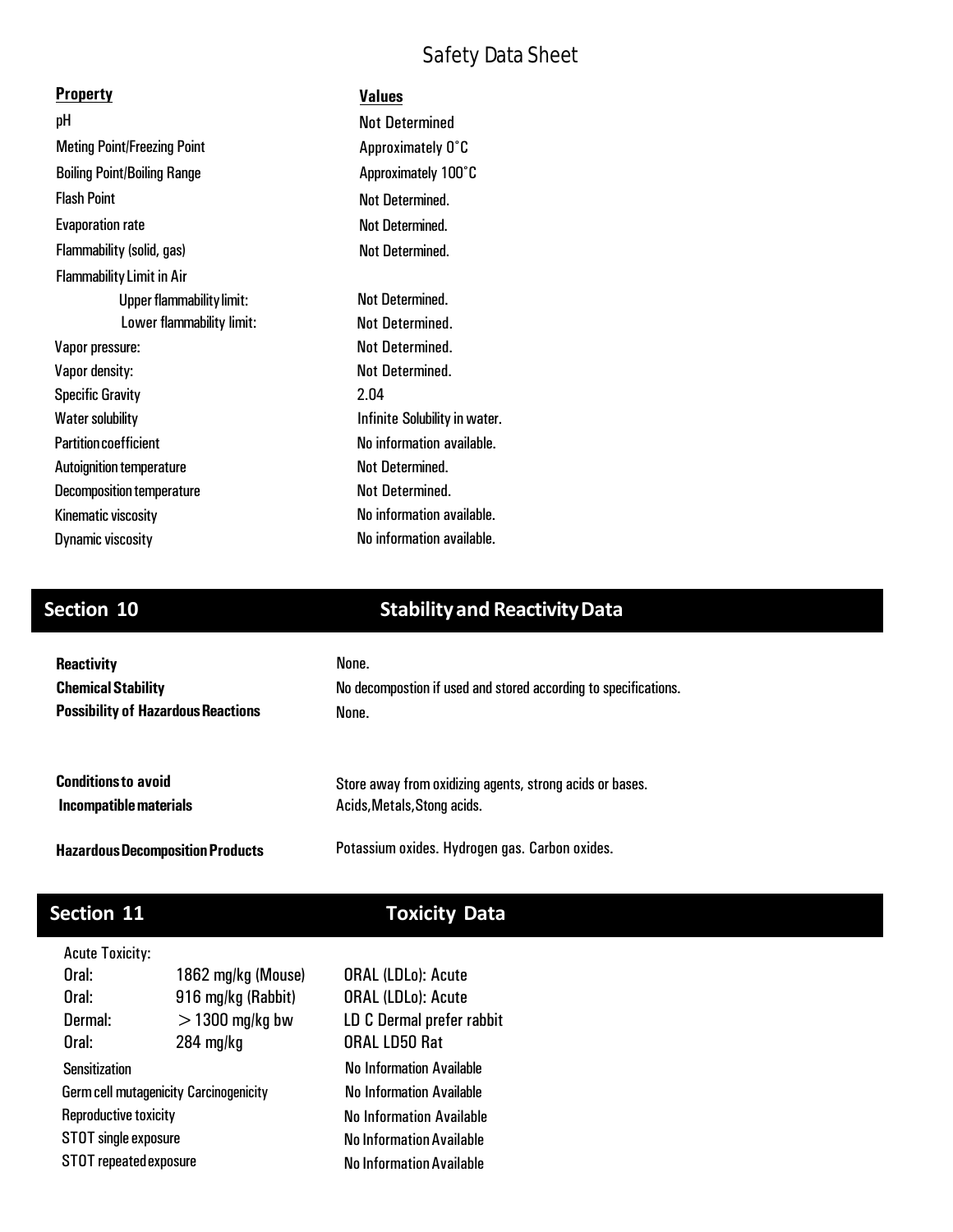# Safety Data Sheet

| **Property** | **Values** |
| --- | --- |
| pH | Not Determined |
| Meting Point/Freezing Point | Approximately 0˚C |
| Boiling Point/Boiling Range | Approximately 100˚C |
| Flash Point | Not Determined. |
| Evaporation rate | Not Determined. |
| Flammability (solid, gas) | Not Determined. |
| Flammability Limit in Air | |
| Upper flammability limit: | Not Determined. |
| Lower flammability limit: | Not Determined. |
| Vapor pressure: | Not Determined. |
| Vapor density: | Not Determined. |
| Specific Gravity | 2.04 |
| Water solubility | Infinite Solubility in water. |
| Partition coefficient | No information available. |
| Autoignition temperature | Not Determined. |
| Decomposition temperature | Not Determined. |
| Kinematic viscosity | No information available. |
| Dynamic viscosity | No information available. |

## Section 10 Stability and Reactivity Data

| | |
| --- | --- |
| **Reactivity** | None. |
| **Chemical Stability** | No decompostion if used and stored according to specifications. |
| **Possibility of Hazardous Reactions** | None. |
| **Conditions to avoid** | Store away from oxidizing agents, strong acids or bases. |
| **Incompatible materials** | Acids,Metals,Stong acids. |
| **Hazardous Decomposition Products** | Potassium oxides. Hydrogen gas. Carbon oxides. |

## Section 11 Toxicity Data

Acute Toxicity:

| | | |
| --- | --- | --- |
| Oral: | 1862 mg/kg (Mouse) | ORAL (LDLo): Acute |
| Oral: | 916 mg/kg (Rabbit) | ORAL (LDLo): Acute |
| Dermal: | > 1300 mg/kg bw | LD C Dermal prefer rabbit |
| Oral: | 284 mg/kg | ORAL LD50 Rat |

| | |
| --- | --- |
| Sensitization | No Information Available |
| Germ cell mutagenicity Carcinogenicity | No Information Available |
| Reproductive toxicity | No Information Available |
| STOT single exposure | No Information Available |
| STOT repeated exposure | No Information Available |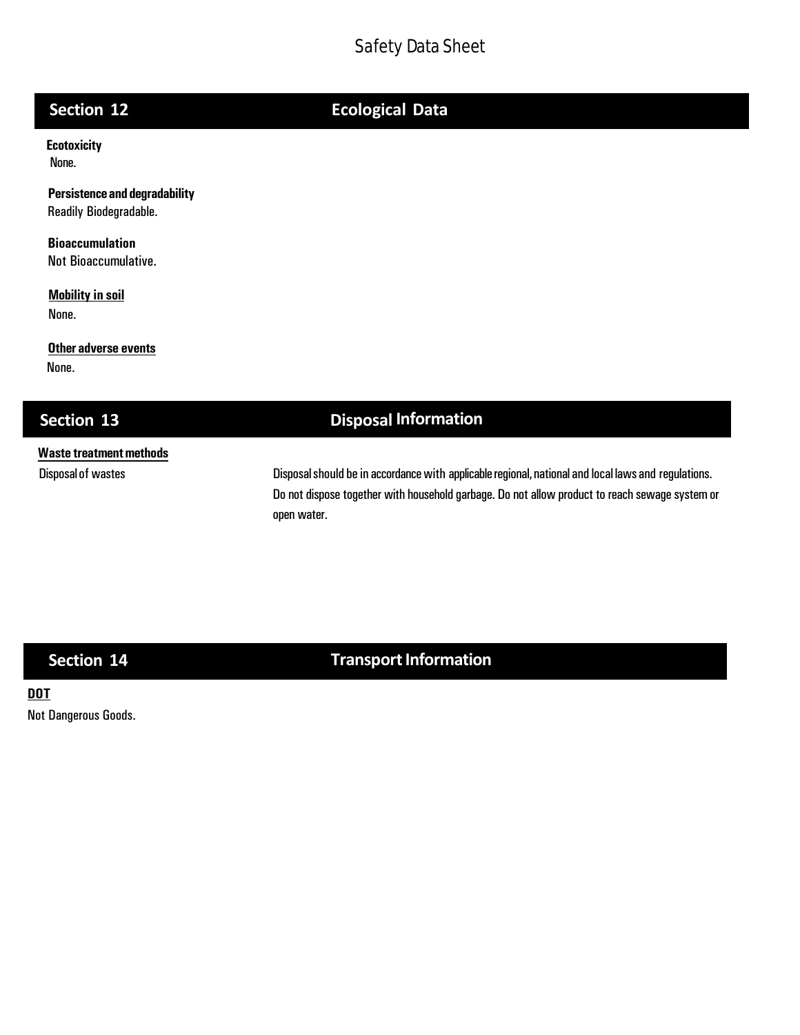## Section 12 Ecological Data

**Ecotoxicity**

None.

**Persistence and degradability**

Readily Biodegradable.

**Bioaccumulation**

Not Bioaccumulative.

**Mobility in soil**

None.

**Other adverse events**

None.

## Section 13 Disposal Information

**Waste treatment methods**

| | |
|---|---|
| Disposal of wastes | Disposal should be in accordance with applicable regional, national and local laws and regulations. Do not dispose together with household garbage. Do not allow product to reach sewage system or open water. |

## Section 14 Transport Information

**DOT**

Not Dangerous Goods.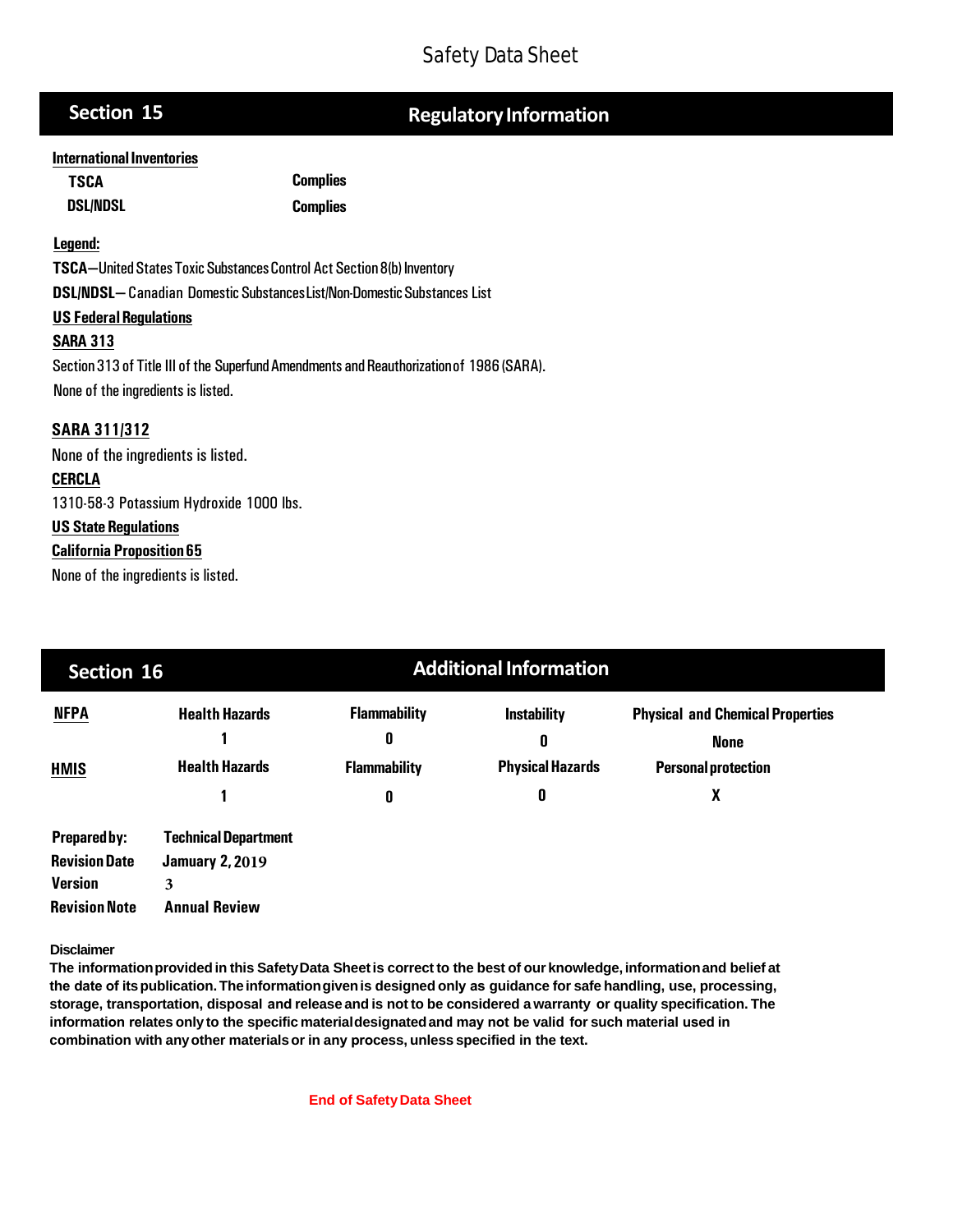Safety Data Sheet

## Section 15 Regulatory Information

**International Inventories**

| | |
|---|---|
| **TSCA** | **Complies** |
| **DSL/NDSL** | **Complies** |

**Legend:**

**TSCA**—United States Toxic Substances Control Act Section 8(b) Inventory

**DSL/NDSL**— Canadian Domestic Substances List/Non-Domestic Substances List

**US Federal Regulations**

**SARA 313**

Section 313 of Title III of the Superfund Amendments and Reauthorization of 1986 (SARA).

None of the ingredients is listed.

**SARA 311/312**

None of the ingredients is listed.

**CERCLA**

1310-58-3 Potassium Hydroxide 1000 lbs.

**US State Regulations**

**California Proposition 65**

None of the ingredients is listed.

## Section 16 Additional Information

| | | | | |
|---|---|---|---|---|
| **NFPA** | **Health Hazards** | **Flammability** | **Instability** | **Physical and Chemical Properties** |
| | **1** | **0** | **0** | **None** |
| **HMIS** | **Health Hazards** | **Flammability** | **Physical Hazards** | **Personal protection** |
| | **1** | **0** | **0** | **X** |

| | |
|---|---|
| **Prepared by:** | **Technical Department** |
| **Revision Date** | **January 2, 2019** |
| **Version** | **3** |
| **Revision Note** | **Annual Review** |

**Disclaimer**

**The information provided in this Safety Data Sheet is correct to the best of our knowledge, information and belief at the date of its publication. The information given is designed only as guidance for safe handling, use, processing, storage, transportation, disposal and release and is not to be considered a warranty or quality specification. The information relates only to the specific material designated and may not be valid for such material used in combination with any other materials or in any process, unless specified in the text.**

**End of Safety Data Sheet**